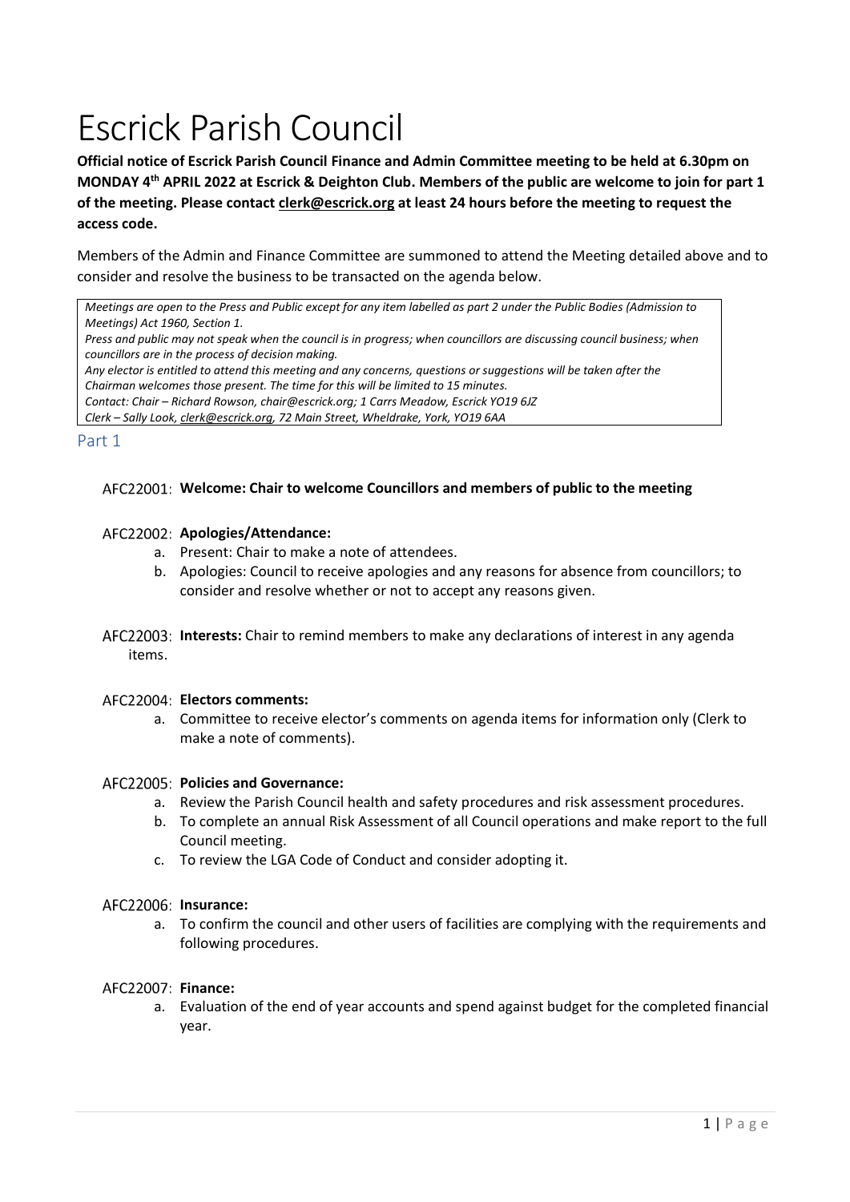# Escrick Parish Council

**Official notice of Escrick Parish Council Finance and Admin Committee meeting to be held at 6.30pm on MONDAY 4th APRIL 2022 at Escrick & Deighton Club. Members of the public are welcome to join for part 1 of the meeting. Please contact clerk@escrick.org at least 24 hours before the meeting to request the access code.**

Members of the Admin and Finance Committee are summoned to attend the Meeting detailed above and to consider and resolve the business to be transacted on the agenda below.

*Meetings are open to the Press and Public except for any item labelled as part 2 under the Public Bodies (Admission to Meetings) Act 1960, Section 1.*
*Press and public may not speak when the council is in progress; when councillors are discussing council business; when councillors are in the process of decision making.*
*Any elector is entitled to attend this meeting and any concerns, questions or suggestions will be taken after the Chairman welcomes those present. The time for this will be limited to 15 minutes.*
*Contact: Chair – Richard Rowson, chair@escrick.org; 1 Carrs Meadow, Escrick YO19 6JZ*
*Clerk – Sally Look, clerk@escrick.org, 72 Main Street, Wheldrake, York, YO19 6AA*

## Part 1

AFC22001: **Welcome: Chair to welcome Councillors and members of public to the meeting**

AFC22002: **Apologies/Attendance:**

a. Present: Chair to make a note of attendees.
b. Apologies: Council to receive apologies and any reasons for absence from councillors; to consider and resolve whether or not to accept any reasons given.

AFC22003: **Interests:** Chair to remind members to make any declarations of interest in any agenda items.

AFC22004: **Electors comments:**

a. Committee to receive elector's comments on agenda items for information only (Clerk to make a note of comments).

AFC22005: **Policies and Governance:**

a. Review the Parish Council health and safety procedures and risk assessment procedures.
b. To complete an annual Risk Assessment of all Council operations and make report to the full Council meeting.
c. To review the LGA Code of Conduct and consider adopting it.

AFC22006: **Insurance:**

a. To confirm the council and other users of facilities are complying with the requirements and following procedures.

AFC22007: **Finance:**

a. Evaluation of the end of year accounts and spend against budget for the completed financial year.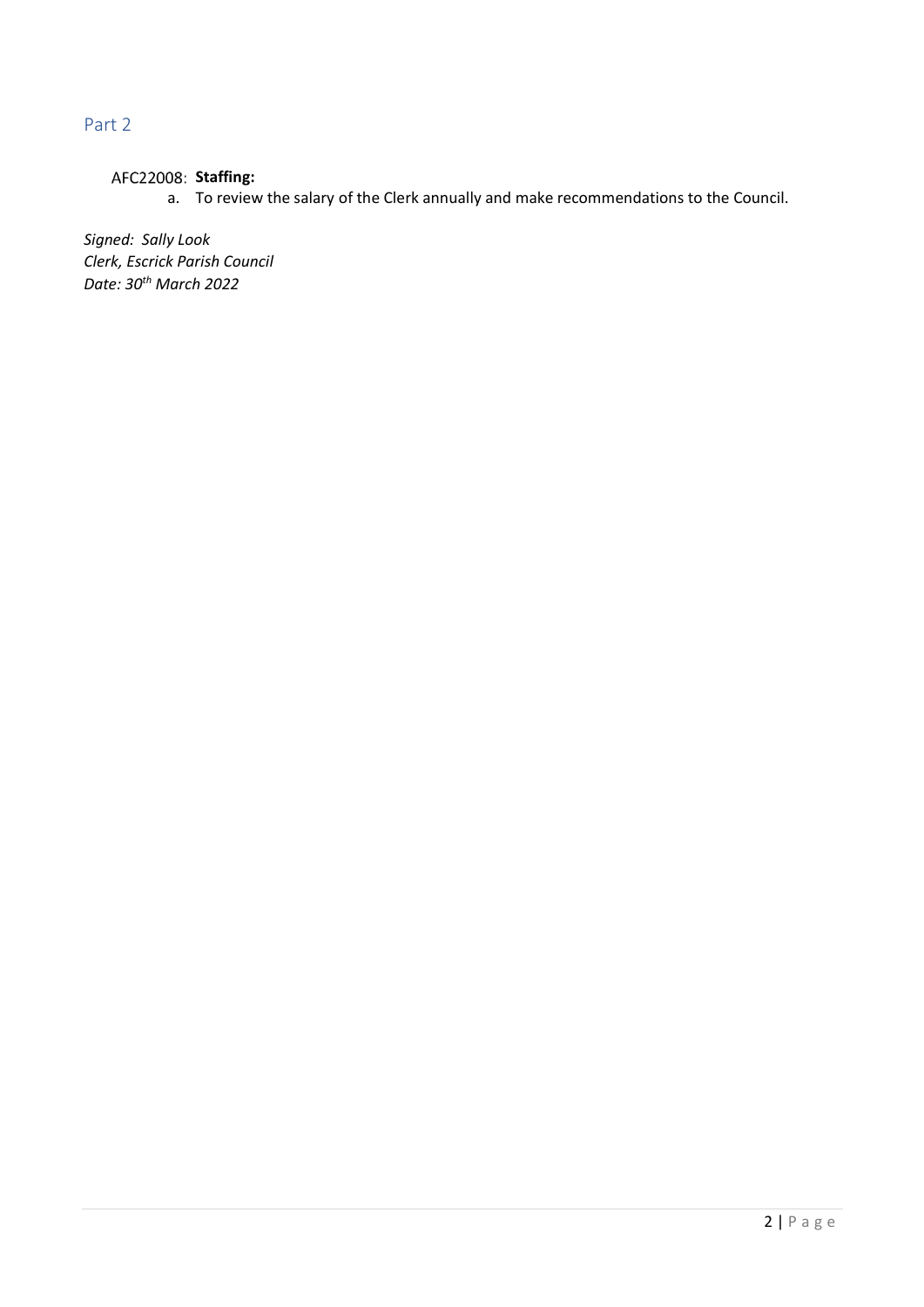## Part 2

AFC22008: **Staffing:**

a. To review the salary of the Clerk annually and make recommendations to the Council.

*Signed: Sally Look*
*Clerk, Escrick Parish Council*
*Date: 30th March 2022*